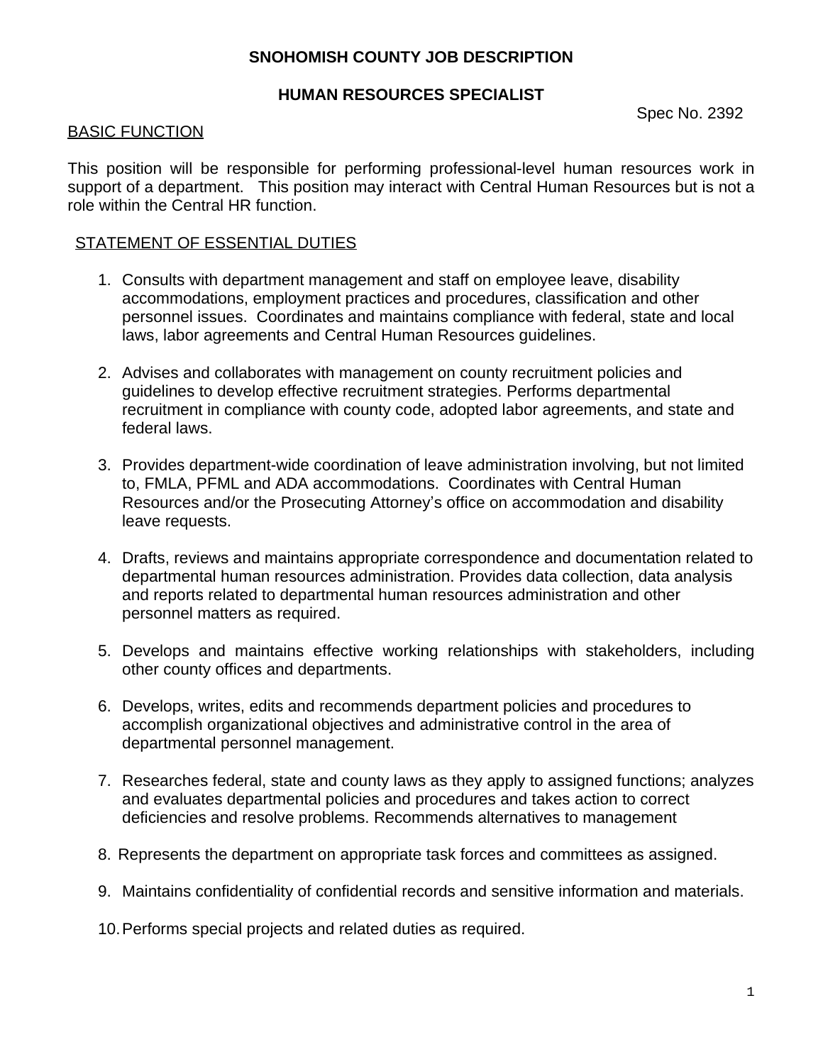# SNOHOMISH COUNTY JOB DESCRIPTION

## HUMAN RESOURCES SPECIALIST

Spec No. 2392

### BASIC FUNCTION

This position will be responsible for performing professional-level human resources work in support of a department. This position may interact with Central Human Resources but is not a role within the Central HR function.

### STATEMENT OF ESSENTIAL DUTIES

1. Consults with department management and staff on employee leave, disability accommodations, employment practices and procedures, classification and other personnel issues. Coordinates and maintains compliance with federal, state and local laws, labor agreements and Central Human Resources guidelines.

2. Advises and collaborates with management on county recruitment policies and guidelines to develop effective recruitment strategies. Performs departmental recruitment in compliance with county code, adopted labor agreements, and state and federal laws.

3. Provides department-wide coordination of leave administration involving, but not limited to, FMLA, PFML and ADA accommodations. Coordinates with Central Human Resources and/or the Prosecuting Attorney's office on accommodation and disability leave requests.

4. Drafts, reviews and maintains appropriate correspondence and documentation related to departmental human resources administration. Provides data collection, data analysis and reports related to departmental human resources administration and other personnel matters as required.

5. Develops and maintains effective working relationships with stakeholders, including other county offices and departments.

6. Develops, writes, edits and recommends department policies and procedures to accomplish organizational objectives and administrative control in the area of departmental personnel management.

7. Researches federal, state and county laws as they apply to assigned functions; analyzes and evaluates departmental policies and procedures and takes action to correct deficiencies and resolve problems. Recommends alternatives to management

8. Represents the department on appropriate task forces and committees as assigned.

9. Maintains confidentiality of confidential records and sensitive information and materials.

10. Performs special projects and related duties as required.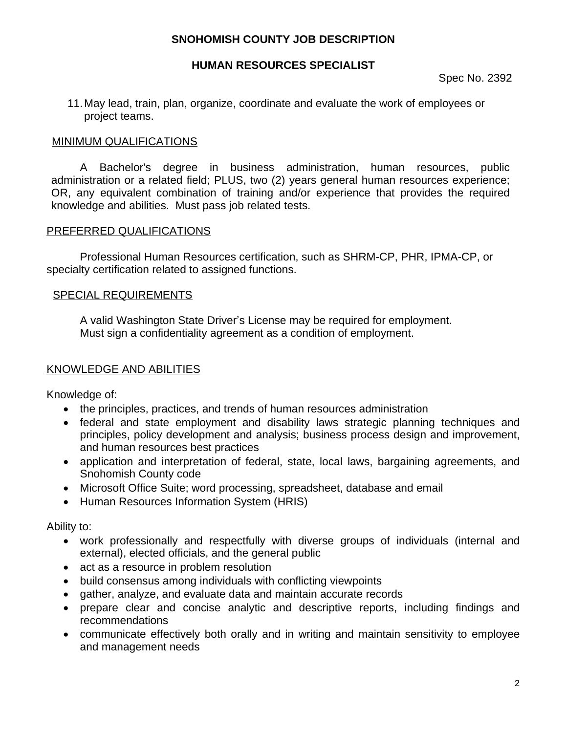11. May lead, train, plan, organize, coordinate and evaluate the work of employees or project teams.

## MINIMUM QUALIFICATIONS

A Bachelor's degree in business administration, human resources, public administration or a related field; PLUS, two (2) years general human resources experience; OR, any equivalent combination of training and/or experience that provides the required knowledge and abilities. Must pass job related tests.

## PREFERRED QUALIFICATIONS

Professional Human Resources certification, such as SHRM-CP, PHR, IPMA-CP, or specialty certification related to assigned functions.

## SPECIAL REQUIREMENTS

A valid Washington State Driver's License may be required for employment.
Must sign a confidentiality agreement as a condition of employment.

## KNOWLEDGE AND ABILITIES

Knowledge of:

- the principles, practices, and trends of human resources administration
- federal and state employment and disability laws strategic planning techniques and principles, policy development and analysis; business process design and improvement, and human resources best practices
- application and interpretation of federal, state, local laws, bargaining agreements, and Snohomish County code
- Microsoft Office Suite; word processing, spreadsheet, database and email
- Human Resources Information System (HRIS)

Ability to:

- work professionally and respectfully with diverse groups of individuals (internal and external), elected officials, and the general public
- act as a resource in problem resolution
- build consensus among individuals with conflicting viewpoints
- gather, analyze, and evaluate data and maintain accurate records
- prepare clear and concise analytic and descriptive reports, including findings and recommendations
- communicate effectively both orally and in writing and maintain sensitivity to employee and management needs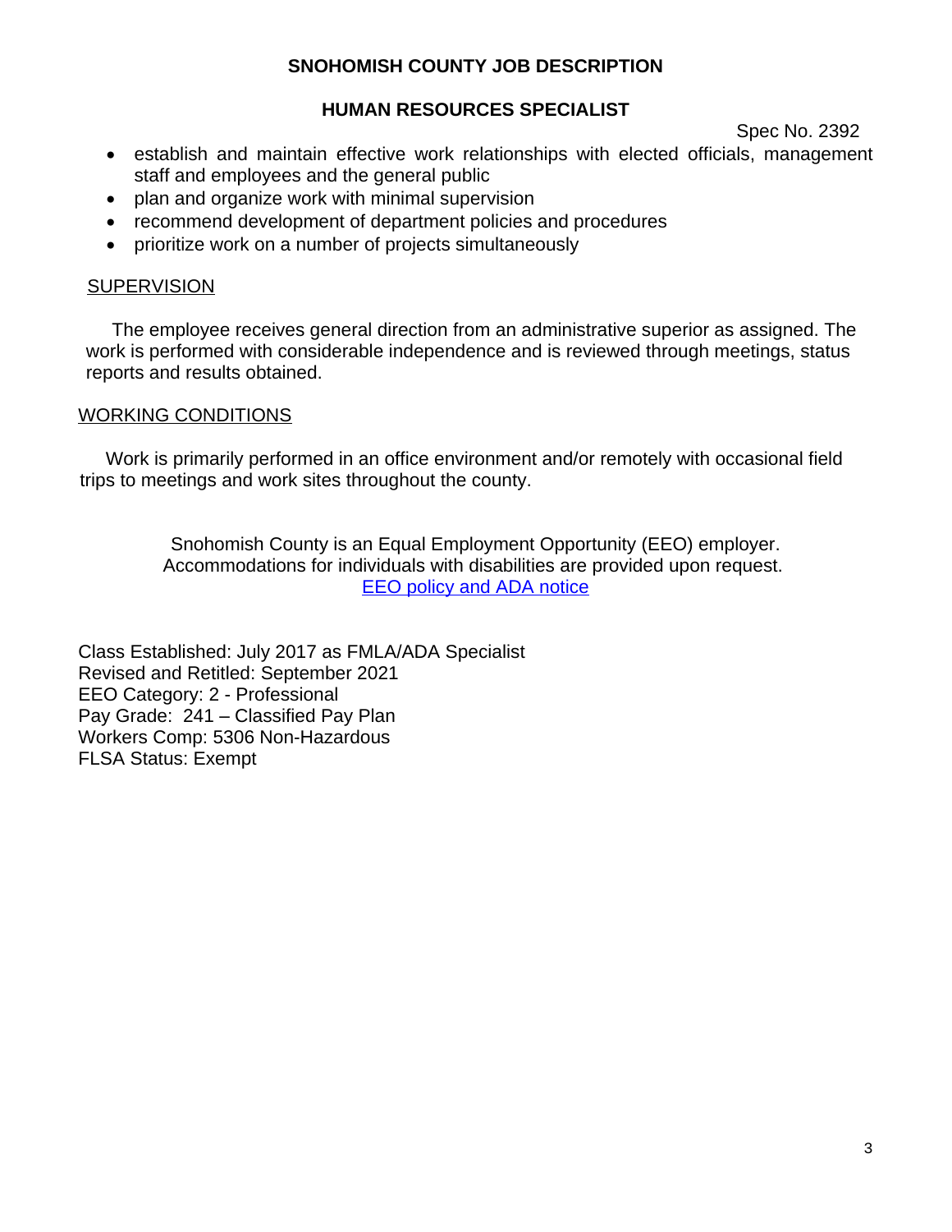- establish and maintain effective work relationships with elected officials, management staff and employees and the general public
- plan and organize work with minimal supervision
- recommend development of department policies and procedures
- prioritize work on a number of projects simultaneously

## SUPERVISION

The employee receives general direction from an administrative superior as assigned. The work is performed with considerable independence and is reviewed through meetings, status reports and results obtained.

## WORKING CONDITIONS

Work is primarily performed in an office environment and/or remotely with occasional field trips to meetings and work sites throughout the county.

Snohomish County is an Equal Employment Opportunity (EEO) employer.
Accommodations for individuals with disabilities are provided upon request.
EEO policy and ADA notice

Class Established: July 2017 as FMLA/ADA Specialist
Revised and Retitled: September 2021
EEO Category: 2 - Professional
Pay Grade: 241 – Classified Pay Plan
Workers Comp: 5306 Non-Hazardous
FLSA Status: Exempt